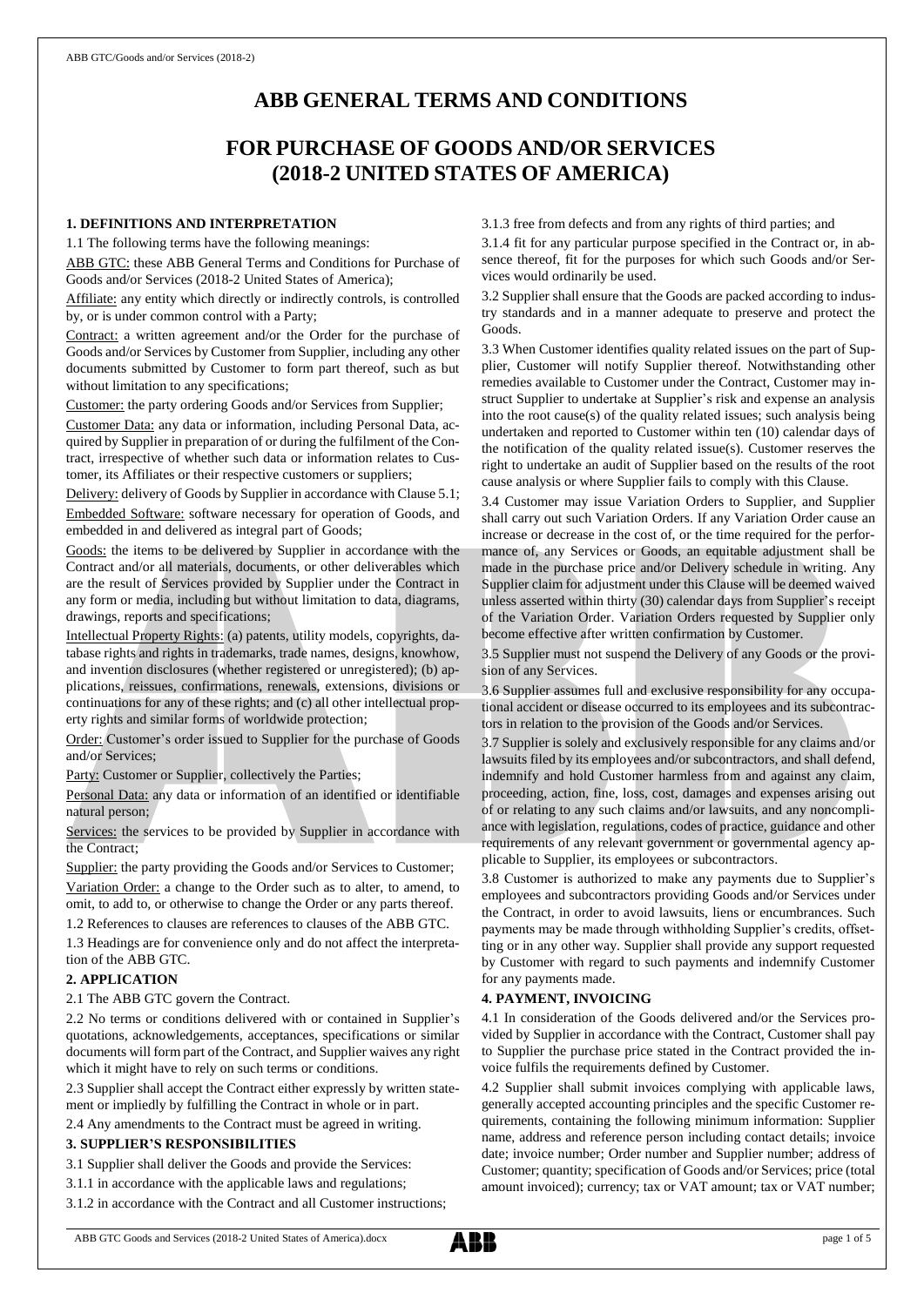# ABB GENERAL TERMS AND CONDITIONS

# FOR PURCHASE OF GOODS AND/OR SERVICES (2018-2 UNITED STATES OF AMERICA)

### 1. DEFINITIONS AND INTERPRETATION

1.1 The following terms have the following meanings:

ABB GTC: these ABB General Terms and Conditions for Purchase of Goods and/or Services (2018-2 United States of America);

Affiliate: any entity which directly or indirectly controls, is controlled by, or is under common control with a Party;

Contract: a written agreement and/or the Order for the purchase of Goods and/or Services by Customer from Supplier, including any other documents submitted by Customer to form part thereof, such as but without limitation to any specifications;

Customer: the party ordering Goods and/or Services from Supplier;

Customer Data: any data or information, including Personal Data, acquired by Supplier in preparation of or during the fulfilment of the Contract, irrespective of whether such data or information relates to Customer, its Affiliates or their respective customers or suppliers;

Delivery: delivery of Goods by Supplier in accordance with Clause 5.1;

Embedded Software: software necessary for operation of Goods, and embedded in and delivered as integral part of Goods;

Goods: the items to be delivered by Supplier in accordance with the Contract and/or all materials, documents, or other deliverables which are the result of Services provided by Supplier under the Contract in any form or media, including but without limitation to data, diagrams, drawings, reports and specifications;

Intellectual Property Rights: (a) patents, utility models, copyrights, database rights and rights in trademarks, trade names, designs, knowhow, and invention disclosures (whether registered or unregistered); (b) applications, reissues, confirmations, renewals, extensions, divisions or continuations for any of these rights; and (c) all other intellectual property rights and similar forms of worldwide protection;

Order: Customer's order issued to Supplier for the purchase of Goods and/or Services;

Party: Customer or Supplier, collectively the Parties;

Personal Data: any data or information of an identified or identifiable natural person;

Services: the services to be provided by Supplier in accordance with the Contract;

Supplier: the party providing the Goods and/or Services to Customer;

Variation Order: a change to the Order such as to alter, to amend, to omit, to add to, or otherwise to change the Order or any parts thereof.

1.2 References to clauses are references to clauses of the ABB GTC.

1.3 Headings are for convenience only and do not affect the interpretation of the ABB GTC.

### 2. APPLICATION

2.1 The ABB GTC govern the Contract.

2.2 No terms or conditions delivered with or contained in Supplier's quotations, acknowledgements, acceptances, specifications or similar documents will form part of the Contract, and Supplier waives any right which it might have to rely on such terms or conditions.

2.3 Supplier shall accept the Contract either expressly by written statement or impliedly by fulfilling the Contract in whole or in part.

2.4 Any amendments to the Contract must be agreed in writing.

### 3. SUPPLIER'S RESPONSIBILITIES

3.1 Supplier shall deliver the Goods and provide the Services:

3.1.1 in accordance with the applicable laws and regulations;

3.1.2 in accordance with the Contract and all Customer instructions;

3.1.3 free from defects and from any rights of third parties; and

3.1.4 fit for any particular purpose specified in the Contract or, in absence thereof, fit for the purposes for which such Goods and/or Services would ordinarily be used.

3.2 Supplier shall ensure that the Goods are packed according to industry standards and in a manner adequate to preserve and protect the Goods.

3.3 When Customer identifies quality related issues on the part of Supplier, Customer will notify Supplier thereof. Notwithstanding other remedies available to Customer under the Contract, Customer may instruct Supplier to undertake at Supplier's risk and expense an analysis into the root cause(s) of the quality related issues; such analysis being undertaken and reported to Customer within ten (10) calendar days of the notification of the quality related issue(s). Customer reserves the right to undertake an audit of Supplier based on the results of the root cause analysis or where Supplier fails to comply with this Clause.

3.4 Customer may issue Variation Orders to Supplier, and Supplier shall carry out such Variation Orders. If any Variation Order cause an increase or decrease in the cost of, or the time required for the performance of, any Services or Goods, an equitable adjustment shall be made in the purchase price and/or Delivery schedule in writing. Any Supplier claim for adjustment under this Clause will be deemed waived unless asserted within thirty (30) calendar days from Supplier's receipt of the Variation Order. Variation Orders requested by Supplier only become effective after written confirmation by Customer.

3.5 Supplier must not suspend the Delivery of any Goods or the provision of any Services.

3.6 Supplier assumes full and exclusive responsibility for any occupational accident or disease occurred to its employees and its subcontractors in relation to the provision of the Goods and/or Services.

3.7 Supplier is solely and exclusively responsible for any claims and/or lawsuits filed by its employees and/or subcontractors, and shall defend, indemnify and hold Customer harmless from and against any claim, proceeding, action, fine, loss, cost, damages and expenses arising out of or relating to any such claims and/or lawsuits, and any noncompliance with legislation, regulations, codes of practice, guidance and other requirements of any relevant government or governmental agency applicable to Supplier, its employees or subcontractors.

3.8 Customer is authorized to make any payments due to Supplier's employees and subcontractors providing Goods and/or Services under the Contract, in order to avoid lawsuits, liens or encumbrances. Such payments may be made through withholding Supplier's credits, offsetting or in any other way. Supplier shall provide any support requested by Customer with regard to such payments and indemnify Customer for any payments made.

### 4. PAYMENT, INVOICING

4.1 In consideration of the Goods delivered and/or the Services provided by Supplier in accordance with the Contract, Customer shall pay to Supplier the purchase price stated in the Contract provided the invoice fulfils the requirements defined by Customer.

4.2 Supplier shall submit invoices complying with applicable laws, generally accepted accounting principles and the specific Customer requirements, containing the following minimum information: Supplier name, address and reference person including contact details; invoice date; invoice number; Order number and Supplier number; address of Customer; quantity; specification of Goods and/or Services; price (total amount invoiced); currency; tax or VAT amount; tax or VAT number;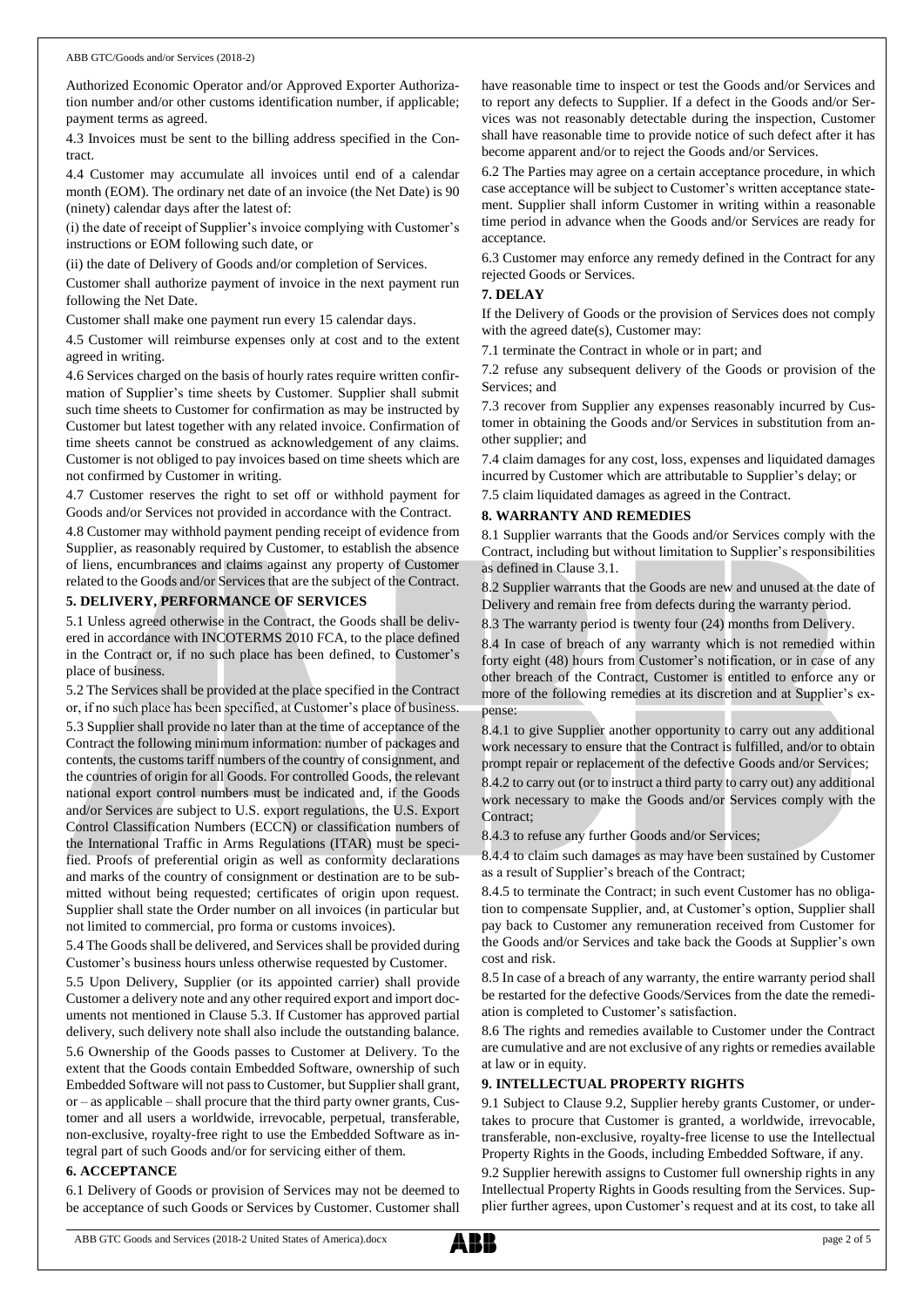Authorized Economic Operator and/or Approved Exporter Authorization number and/or other customs identification number, if applicable; payment terms as agreed.

4.3 Invoices must be sent to the billing address specified in the Contract.

4.4 Customer may accumulate all invoices until end of a calendar month (EOM). The ordinary net date of an invoice (the Net Date) is 90 (ninety) calendar days after the latest of:

(i) the date of receipt of Supplier's invoice complying with Customer's instructions or EOM following such date, or

(ii) the date of Delivery of Goods and/or completion of Services.

Customer shall authorize payment of invoice in the next payment run following the Net Date.

Customer shall make one payment run every 15 calendar days.

4.5 Customer will reimburse expenses only at cost and to the extent agreed in writing.

4.6 Services charged on the basis of hourly rates require written confirmation of Supplier's time sheets by Customer. Supplier shall submit such time sheets to Customer for confirmation as may be instructed by Customer but latest together with any related invoice. Confirmation of time sheets cannot be construed as acknowledgement of any claims. Customer is not obliged to pay invoices based on time sheets which are not confirmed by Customer in writing.

4.7 Customer reserves the right to set off or withhold payment for Goods and/or Services not provided in accordance with the Contract.

4.8 Customer may withhold payment pending receipt of evidence from Supplier, as reasonably required by Customer, to establish the absence of liens, encumbrances and claims against any property of Customer related to the Goods and/or Services that are the subject of the Contract.

## 5. DELIVERY, PERFORMANCE OF SERVICES

5.1 Unless agreed otherwise in the Contract, the Goods shall be delivered in accordance with INCOTERMS 2010 FCA, to the place defined in the Contract or, if no such place has been defined, to Customer's place of business.

5.2 The Services shall be provided at the place specified in the Contract or, if no such place has been specified, at Customer's place of business.

5.3 Supplier shall provide no later than at the time of acceptance of the Contract the following minimum information: number of packages and contents, the customs tariff numbers of the country of consignment, and the countries of origin for all Goods. For controlled Goods, the relevant national export control numbers must be indicated and, if the Goods and/or Services are subject to U.S. export regulations, the U.S. Export Control Classification Numbers (ECCN) or classification numbers of the International Traffic in Arms Regulations (ITAR) must be specified. Proofs of preferential origin as well as conformity declarations and marks of the country of consignment or destination are to be submitted without being requested; certificates of origin upon request. Supplier shall state the Order number on all invoices (in particular but not limited to commercial, pro forma or customs invoices).

5.4 The Goods shall be delivered, and Services shall be provided during Customer's business hours unless otherwise requested by Customer.

5.5 Upon Delivery, Supplier (or its appointed carrier) shall provide Customer a delivery note and any other required export and import documents not mentioned in Clause 5.3. If Customer has approved partial delivery, such delivery note shall also include the outstanding balance.

5.6 Ownership of the Goods passes to Customer at Delivery. To the extent that the Goods contain Embedded Software, ownership of such Embedded Software will not pass to Customer, but Supplier shall grant, or – as applicable – shall procure that the third party owner grants, Customer and all users a worldwide, irrevocable, perpetual, transferable, non-exclusive, royalty-free right to use the Embedded Software as integral part of such Goods and/or for servicing either of them.

## 6. ACCEPTANCE

6.1 Delivery of Goods or provision of Services may not be deemed to be acceptance of such Goods or Services by Customer. Customer shall have reasonable time to inspect or test the Goods and/or Services and to report any defects to Supplier. If a defect in the Goods and/or Services was not reasonably detectable during the inspection, Customer shall have reasonable time to provide notice of such defect after it has become apparent and/or to reject the Goods and/or Services.

6.2 The Parties may agree on a certain acceptance procedure, in which case acceptance will be subject to Customer's written acceptance statement. Supplier shall inform Customer in writing within a reasonable time period in advance when the Goods and/or Services are ready for acceptance.

6.3 Customer may enforce any remedy defined in the Contract for any rejected Goods or Services.

## 7. DELAY

If the Delivery of Goods or the provision of Services does not comply with the agreed date(s), Customer may:

7.1 terminate the Contract in whole or in part; and

7.2 refuse any subsequent delivery of the Goods or provision of the Services; and

7.3 recover from Supplier any expenses reasonably incurred by Customer in obtaining the Goods and/or Services in substitution from another supplier; and

7.4 claim damages for any cost, loss, expenses and liquidated damages incurred by Customer which are attributable to Supplier's delay; or

7.5 claim liquidated damages as agreed in the Contract.

## 8. WARRANTY AND REMEDIES

8.1 Supplier warrants that the Goods and/or Services comply with the Contract, including but without limitation to Supplier's responsibilities as defined in Clause 3.1.

8.2 Supplier warrants that the Goods are new and unused at the date of Delivery and remain free from defects during the warranty period.

8.3 The warranty period is twenty four (24) months from Delivery.

8.4 In case of breach of any warranty which is not remedied within forty eight (48) hours from Customer's notification, or in case of any other breach of the Contract, Customer is entitled to enforce any or more of the following remedies at its discretion and at Supplier's expense:

8.4.1 to give Supplier another opportunity to carry out any additional work necessary to ensure that the Contract is fulfilled, and/or to obtain prompt repair or replacement of the defective Goods and/or Services;

8.4.2 to carry out (or to instruct a third party to carry out) any additional work necessary to make the Goods and/or Services comply with the Contract;

8.4.3 to refuse any further Goods and/or Services;

8.4.4 to claim such damages as may have been sustained by Customer as a result of Supplier's breach of the Contract;

8.4.5 to terminate the Contract; in such event Customer has no obligation to compensate Supplier, and, at Customer's option, Supplier shall pay back to Customer any remuneration received from Customer for the Goods and/or Services and take back the Goods at Supplier's own cost and risk.

8.5 In case of a breach of any warranty, the entire warranty period shall be restarted for the defective Goods/Services from the date the remediation is completed to Customer's satisfaction.

8.6 The rights and remedies available to Customer under the Contract are cumulative and are not exclusive of any rights or remedies available at law or in equity.

## 9. INTELLECTUAL PROPERTY RIGHTS

9.1 Subject to Clause 9.2, Supplier hereby grants Customer, or undertakes to procure that Customer is granted, a worldwide, irrevocable, transferable, non-exclusive, royalty-free license to use the Intellectual Property Rights in the Goods, including Embedded Software, if any.

9.2 Supplier herewith assigns to Customer full ownership rights in any Intellectual Property Rights in Goods resulting from the Services. Supplier further agrees, upon Customer's request and at its cost, to take all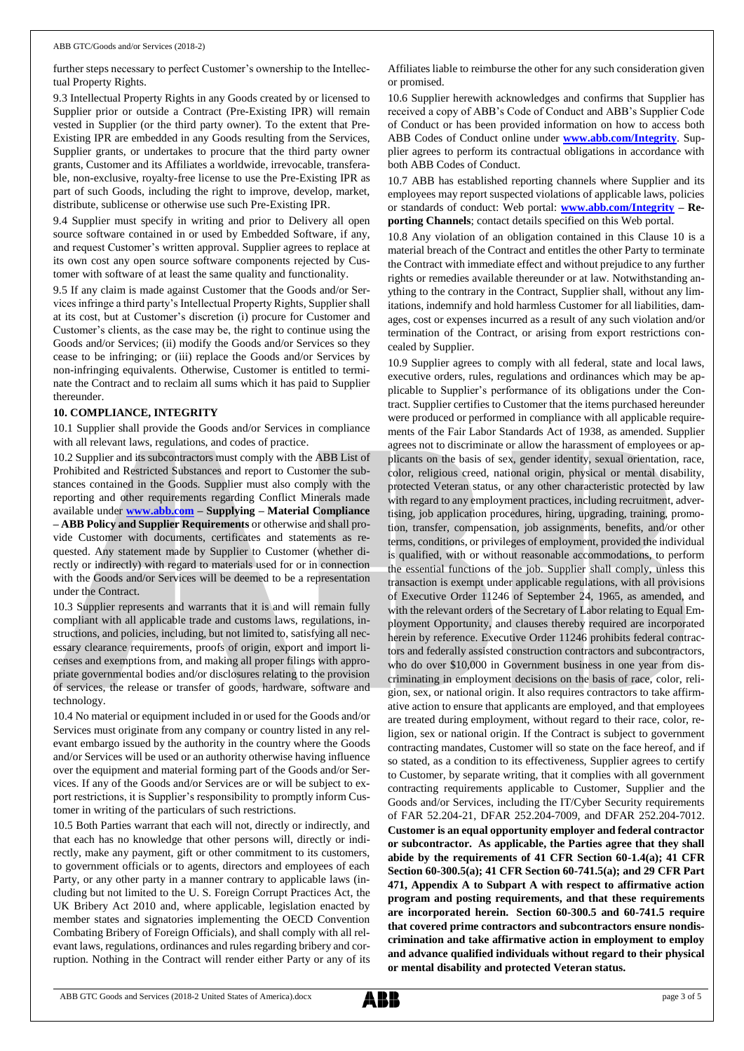further steps necessary to perfect Customer's ownership to the Intellectual Property Rights.

9.3 Intellectual Property Rights in any Goods created by or licensed to Supplier prior or outside a Contract (Pre-Existing IPR) will remain vested in Supplier (or the third party owner). To the extent that Pre-Existing IPR are embedded in any Goods resulting from the Services, Supplier grants, or undertakes to procure that the third party owner grants, Customer and its Affiliates a worldwide, irrevocable, transferable, non-exclusive, royalty-free license to use the Pre-Existing IPR as part of such Goods, including the right to improve, develop, market, distribute, sublicense or otherwise use such Pre-Existing IPR.

9.4 Supplier must specify in writing and prior to Delivery all open source software contained in or used by Embedded Software, if any, and request Customer's written approval. Supplier agrees to replace at its own cost any open source software components rejected by Customer with software of at least the same quality and functionality.

9.5 If any claim is made against Customer that the Goods and/or Services infringe a third party's Intellectual Property Rights, Supplier shall at its cost, but at Customer's discretion (i) procure for Customer and Customer's clients, as the case may be, the right to continue using the Goods and/or Services; (ii) modify the Goods and/or Services so they cease to be infringing; or (iii) replace the Goods and/or Services by non-infringing equivalents. Otherwise, Customer is entitled to terminate the Contract and to reclaim all sums which it has paid to Supplier thereunder.

## 10. COMPLIANCE, INTEGRITY

10.1 Supplier shall provide the Goods and/or Services in compliance with all relevant laws, regulations, and codes of practice.

10.2 Supplier and its subcontractors must comply with the ABB List of Prohibited and Restricted Substances and report to Customer the substances contained in the Goods. Supplier must also comply with the reporting and other requirements regarding Conflict Minerals made available under **www.abb.com – Supplying – Material Compliance – ABB Policy and Supplier Requirements** or otherwise and shall provide Customer with documents, certificates and statements as requested. Any statement made by Supplier to Customer (whether directly or indirectly) with regard to materials used for or in connection with the Goods and/or Services will be deemed to be a representation under the Contract.

10.3 Supplier represents and warrants that it is and will remain fully compliant with all applicable trade and customs laws, regulations, instructions, and policies, including, but not limited to, satisfying all necessary clearance requirements, proofs of origin, export and import licenses and exemptions from, and making all proper filings with appropriate governmental bodies and/or disclosures relating to the provision of services, the release or transfer of goods, hardware, software and technology.

10.4 No material or equipment included in or used for the Goods and/or Services must originate from any company or country listed in any relevant embargo issued by the authority in the country where the Goods and/or Services will be used or an authority otherwise having influence over the equipment and material forming part of the Goods and/or Services. If any of the Goods and/or Services are or will be subject to export restrictions, it is Supplier's responsibility to promptly inform Customer in writing of the particulars of such restrictions.

10.5 Both Parties warrant that each will not, directly or indirectly, and that each has no knowledge that other persons will, directly or indirectly, make any payment, gift or other commitment to its customers, to government officials or to agents, directors and employees of each Party, or any other party in a manner contrary to applicable laws (including but not limited to the U. S. Foreign Corrupt Practices Act, the UK Bribery Act 2010 and, where applicable, legislation enacted by member states and signatories implementing the OECD Convention Combating Bribery of Foreign Officials), and shall comply with all relevant laws, regulations, ordinances and rules regarding bribery and corruption. Nothing in the Contract will render either Party or any of its Affiliates liable to reimburse the other for any such consideration given or promised.

10.6 Supplier herewith acknowledges and confirms that Supplier has received a copy of ABB's Code of Conduct and ABB's Supplier Code of Conduct or has been provided information on how to access both ABB Codes of Conduct online under **www.abb.com/Integrity**. Supplier agrees to perform its contractual obligations in accordance with both ABB Codes of Conduct.

10.7 ABB has established reporting channels where Supplier and its employees may report suspected violations of applicable laws, policies or standards of conduct: Web portal: **www.abb.com/Integrity – Reporting Channels**; contact details specified on this Web portal.

10.8 Any violation of an obligation contained in this Clause 10 is a material breach of the Contract and entitles the other Party to terminate the Contract with immediate effect and without prejudice to any further rights or remedies available thereunder or at law. Notwithstanding anything to the contrary in the Contract, Supplier shall, without any limitations, indemnify and hold harmless Customer for all liabilities, damages, cost or expenses incurred as a result of any such violation and/or termination of the Contract, or arising from export restrictions concealed by Supplier.

10.9 Supplier agrees to comply with all federal, state and local laws, executive orders, rules, regulations and ordinances which may be applicable to Supplier's performance of its obligations under the Contract. Supplier certifies to Customer that the items purchased hereunder were produced or performed in compliance with all applicable requirements of the Fair Labor Standards Act of 1938, as amended. Supplier agrees not to discriminate or allow the harassment of employees or applicants on the basis of sex, gender identity, sexual orientation, race, color, religious creed, national origin, physical or mental disability, protected Veteran status, or any other characteristic protected by law with regard to any employment practices, including recruitment, advertising, job application procedures, hiring, upgrading, training, promotion, transfer, compensation, job assignments, benefits, and/or other terms, conditions, or privileges of employment, provided the individual is qualified, with or without reasonable accommodations, to perform the essential functions of the job. Supplier shall comply, unless this transaction is exempt under applicable regulations, with all provisions of Executive Order 11246 of September 24, 1965, as amended, and with the relevant orders of the Secretary of Labor relating to Equal Employment Opportunity, and clauses thereby required are incorporated herein by reference. Executive Order 11246 prohibits federal contractors and federally assisted construction contractors and subcontractors, who do over $10,000 in Government business in one year from discriminating in employment decisions on the basis of race, color, religion, sex, or national origin. It also requires contractors to take affirmative action to ensure that applicants are employed, and that employees are treated during employment, without regard to their race, color, religion, sex or national origin. If the Contract is subject to government contracting mandates, Customer will so state on the face hereof, and if so stated, as a condition to its effectiveness, Supplier agrees to certify to Customer, by separate writing, that it complies with all government contracting requirements applicable to Customer, Supplier and the Goods and/or Services, including the IT/Cyber Security requirements of FAR 52.204-21, DFAR 252.204-7009, and DFAR 252.204-7012. **Customer is an equal opportunity employer and federal contractor or subcontractor. As applicable, the Parties agree that they shall abide by the requirements of 41 CFR Section 60-1.4(a); 41 CFR Section 60-300.5(a); 41 CFR Section 60-741.5(a); and 29 CFR Part 471, Appendix A to Subpart A with respect to affirmative action program and posting requirements, and that these requirements are incorporated herein. Section 60-300.5 and 60-741.5 require that covered prime contractors and subcontractors ensure nondiscrimination and take affirmative action in employment to employ and advance qualified individuals without regard to their physical or mental disability and protected Veteran status.**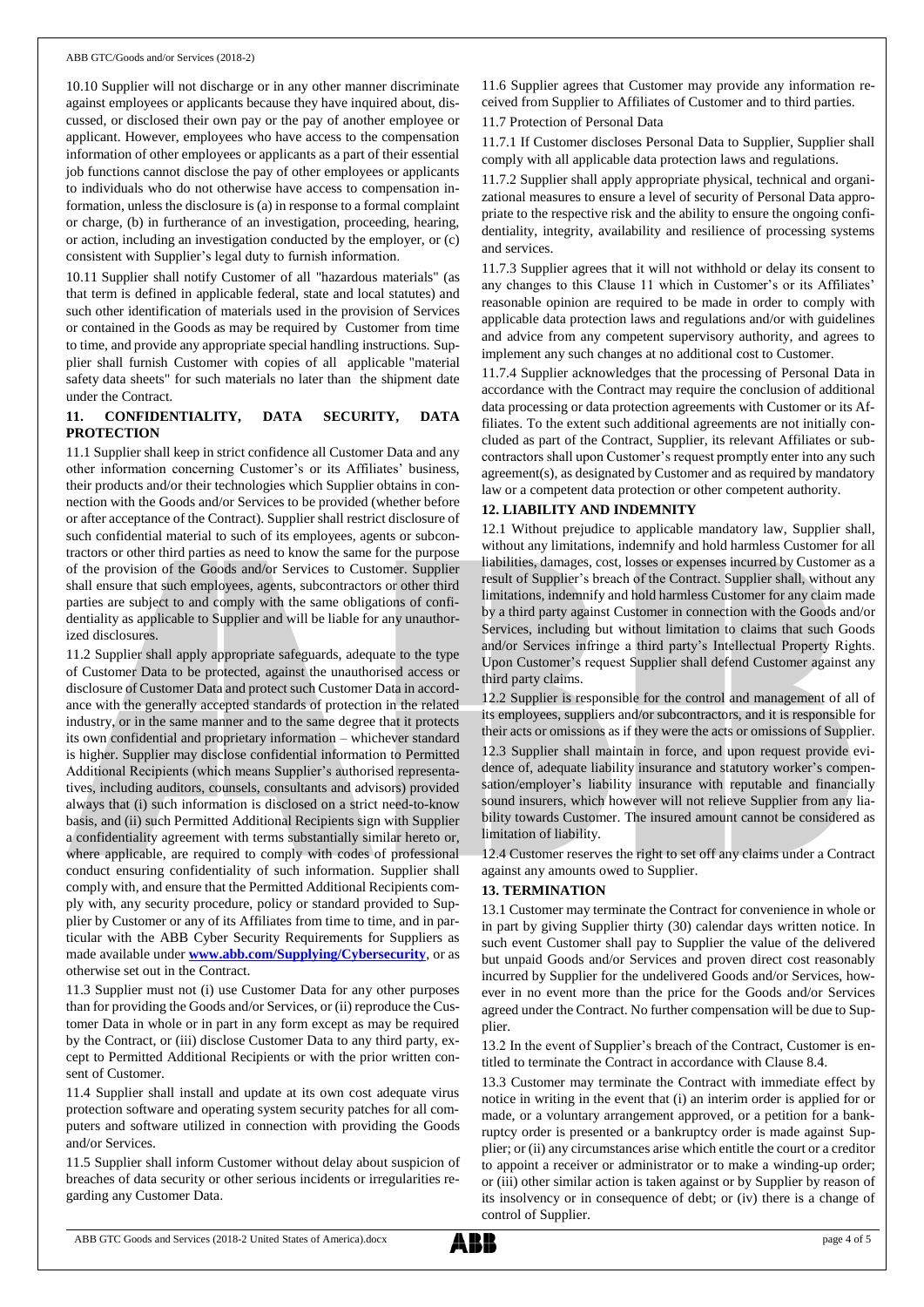10.10 Supplier will not discharge or in any other manner discriminate against employees or applicants because they have inquired about, discussed, or disclosed their own pay or the pay of another employee or applicant. However, employees who have access to the compensation information of other employees or applicants as a part of their essential job functions cannot disclose the pay of other employees or applicants to individuals who do not otherwise have access to compensation information, unless the disclosure is (a) in response to a formal complaint or charge, (b) in furtherance of an investigation, proceeding, hearing, or action, including an investigation conducted by the employer, or (c) consistent with Supplier's legal duty to furnish information.

10.11 Supplier shall notify Customer of all "hazardous materials" (as that term is defined in applicable federal, state and local statutes) and such other identification of materials used in the provision of Services or contained in the Goods as may be required by Customer from time to time, and provide any appropriate special handling instructions. Supplier shall furnish Customer with copies of all applicable "material safety data sheets" for such materials no later than the shipment date under the Contract.

## 11. CONFIDENTIALITY, DATA SECURITY, DATA PROTECTION

11.1 Supplier shall keep in strict confidence all Customer Data and any other information concerning Customer's or its Affiliates' business, their products and/or their technologies which Supplier obtains in connection with the Goods and/or Services to be provided (whether before or after acceptance of the Contract). Supplier shall restrict disclosure of such confidential material to such of its employees, agents or subcontractors or other third parties as need to know the same for the purpose of the provision of the Goods and/or Services to Customer. Supplier shall ensure that such employees, agents, subcontractors or other third parties are subject to and comply with the same obligations of confidentiality as applicable to Supplier and will be liable for any unauthorized disclosures.

11.2 Supplier shall apply appropriate safeguards, adequate to the type of Customer Data to be protected, against the unauthorised access or disclosure of Customer Data and protect such Customer Data in accordance with the generally accepted standards of protection in the related industry, or in the same manner and to the same degree that it protects its own confidential and proprietary information – whichever standard is higher. Supplier may disclose confidential information to Permitted Additional Recipients (which means Supplier's authorised representatives, including auditors, counsels, consultants and advisors) provided always that (i) such information is disclosed on a strict need-to-know basis, and (ii) such Permitted Additional Recipients sign with Supplier a confidentiality agreement with terms substantially similar hereto or, where applicable, are required to comply with codes of professional conduct ensuring confidentiality of such information. Supplier shall comply with, and ensure that the Permitted Additional Recipients comply with, any security procedure, policy or standard provided to Supplier by Customer or any of its Affiliates from time to time, and in particular with the ABB Cyber Security Requirements for Suppliers as made available under **www.abb.com/Supplying/Cybersecurity**, or as otherwise set out in the Contract.

11.3 Supplier must not (i) use Customer Data for any other purposes than for providing the Goods and/or Services, or (ii) reproduce the Customer Data in whole or in part in any form except as may be required by the Contract, or (iii) disclose Customer Data to any third party, except to Permitted Additional Recipients or with the prior written consent of Customer.

11.4 Supplier shall install and update at its own cost adequate virus protection software and operating system security patches for all computers and software utilized in connection with providing the Goods and/or Services.

11.5 Supplier shall inform Customer without delay about suspicion of breaches of data security or other serious incidents or irregularities regarding any Customer Data.

11.6 Supplier agrees that Customer may provide any information received from Supplier to Affiliates of Customer and to third parties.

11.7 Protection of Personal Data

11.7.1 If Customer discloses Personal Data to Supplier, Supplier shall comply with all applicable data protection laws and regulations.

11.7.2 Supplier shall apply appropriate physical, technical and organizational measures to ensure a level of security of Personal Data appropriate to the respective risk and the ability to ensure the ongoing confidentiality, integrity, availability and resilience of processing systems and services.

11.7.3 Supplier agrees that it will not withhold or delay its consent to any changes to this Clause 11 which in Customer's or its Affiliates' reasonable opinion are required to be made in order to comply with applicable data protection laws and regulations and/or with guidelines and advice from any competent supervisory authority, and agrees to implement any such changes at no additional cost to Customer.

11.7.4 Supplier acknowledges that the processing of Personal Data in accordance with the Contract may require the conclusion of additional data processing or data protection agreements with Customer or its Affiliates. To the extent such additional agreements are not initially concluded as part of the Contract, Supplier, its relevant Affiliates or subcontractors shall upon Customer's request promptly enter into any such agreement(s), as designated by Customer and as required by mandatory law or a competent data protection or other competent authority.

## 12. LIABILITY AND INDEMNITY

12.1 Without prejudice to applicable mandatory law, Supplier shall, without any limitations, indemnify and hold harmless Customer for all liabilities, damages, cost, losses or expenses incurred by Customer as a result of Supplier's breach of the Contract. Supplier shall, without any limitations, indemnify and hold harmless Customer for any claim made by a third party against Customer in connection with the Goods and/or Services, including but without limitation to claims that such Goods and/or Services infringe a third party's Intellectual Property Rights. Upon Customer's request Supplier shall defend Customer against any third party claims.

12.2 Supplier is responsible for the control and management of all of its employees, suppliers and/or subcontractors, and it is responsible for their acts or omissions as if they were the acts or omissions of Supplier.

12.3 Supplier shall maintain in force, and upon request provide evidence of, adequate liability insurance and statutory worker's compensation/employer's liability insurance with reputable and financially sound insurers, which however will not relieve Supplier from any liability towards Customer. The insured amount cannot be considered as limitation of liability.

12.4 Customer reserves the right to set off any claims under a Contract against any amounts owed to Supplier.

## 13. TERMINATION

13.1 Customer may terminate the Contract for convenience in whole or in part by giving Supplier thirty (30) calendar days written notice. In such event Customer shall pay to Supplier the value of the delivered but unpaid Goods and/or Services and proven direct cost reasonably incurred by Supplier for the undelivered Goods and/or Services, however in no event more than the price for the Goods and/or Services agreed under the Contract. No further compensation will be due to Supplier.

13.2 In the event of Supplier's breach of the Contract, Customer is entitled to terminate the Contract in accordance with Clause 8.4.

13.3 Customer may terminate the Contract with immediate effect by notice in writing in the event that (i) an interim order is applied for or made, or a voluntary arrangement approved, or a petition for a bankruptcy order is presented or a bankruptcy order is made against Supplier; or (ii) any circumstances arise which entitle the court or a creditor to appoint a receiver or administrator or to make a winding-up order; or (iii) other similar action is taken against or by Supplier by reason of its insolvency or in consequence of debt; or (iv) there is a change of control of Supplier.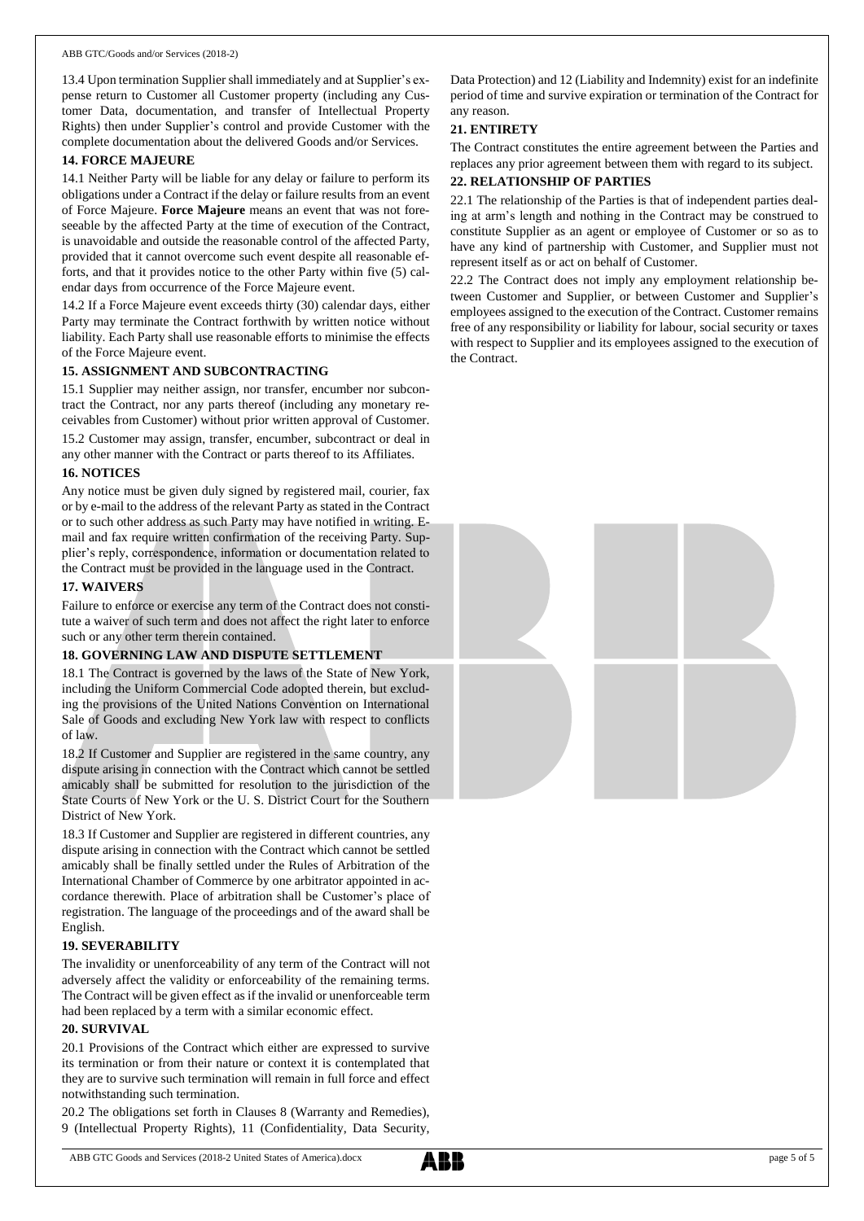13.4 Upon termination Supplier shall immediately and at Supplier's expense return to Customer all Customer property (including any Customer Data, documentation, and transfer of Intellectual Property Rights) then under Supplier's control and provide Customer with the complete documentation about the delivered Goods and/or Services.

## 14. FORCE MAJEURE

14.1 Neither Party will be liable for any delay or failure to perform its obligations under a Contract if the delay or failure results from an event of Force Majeure. **Force Majeure** means an event that was not foreseeable by the affected Party at the time of execution of the Contract, is unavoidable and outside the reasonable control of the affected Party, provided that it cannot overcome such event despite all reasonable efforts, and that it provides notice to the other Party within five (5) calendar days from occurrence of the Force Majeure event.

14.2 If a Force Majeure event exceeds thirty (30) calendar days, either Party may terminate the Contract forthwith by written notice without liability. Each Party shall use reasonable efforts to minimise the effects of the Force Majeure event.

## 15. ASSIGNMENT AND SUBCONTRACTING

15.1 Supplier may neither assign, nor transfer, encumber nor subcontract the Contract, nor any parts thereof (including any monetary receivables from Customer) without prior written approval of Customer.

15.2 Customer may assign, transfer, encumber, subcontract or deal in any other manner with the Contract or parts thereof to its Affiliates.

## 16. NOTICES

Any notice must be given duly signed by registered mail, courier, fax or by e-mail to the address of the relevant Party as stated in the Contract or to such other address as such Party may have notified in writing. E-mail and fax require written confirmation of the receiving Party. Supplier's reply, correspondence, information or documentation related to the Contract must be provided in the language used in the Contract.

## 17. WAIVERS

Failure to enforce or exercise any term of the Contract does not constitute a waiver of such term and does not affect the right later to enforce such or any other term therein contained.

## 18. GOVERNING LAW AND DISPUTE SETTLEMENT

18.1 The Contract is governed by the laws of the State of New York, including the Uniform Commercial Code adopted therein, but excluding the provisions of the United Nations Convention on International Sale of Goods and excluding New York law with respect to conflicts of law.

18.2 If Customer and Supplier are registered in the same country, any dispute arising in connection with the Contract which cannot be settled amicably shall be submitted for resolution to the jurisdiction of the State Courts of New York or the U. S. District Court for the Southern District of New York.

18.3 If Customer and Supplier are registered in different countries, any dispute arising in connection with the Contract which cannot be settled amicably shall be finally settled under the Rules of Arbitration of the International Chamber of Commerce by one arbitrator appointed in accordance therewith. Place of arbitration shall be Customer's place of registration. The language of the proceedings and of the award shall be English.

## 19. SEVERABILITY

The invalidity or unenforceability of any term of the Contract will not adversely affect the validity or enforceability of the remaining terms. The Contract will be given effect as if the invalid or unenforceable term had been replaced by a term with a similar economic effect.

## 20. SURVIVAL

20.1 Provisions of the Contract which either are expressed to survive its termination or from their nature or context it is contemplated that they are to survive such termination will remain in full force and effect notwithstanding such termination.

20.2 The obligations set forth in Clauses 8 (Warranty and Remedies), 9 (Intellectual Property Rights), 11 (Confidentiality, Data Security, Data Protection) and 12 (Liability and Indemnity) exist for an indefinite period of time and survive expiration or termination of the Contract for any reason.

## 21. ENTIRETY

The Contract constitutes the entire agreement between the Parties and replaces any prior agreement between them with regard to its subject.

## 22. RELATIONSHIP OF PARTIES

22.1 The relationship of the Parties is that of independent parties dealing at arm's length and nothing in the Contract may be construed to constitute Supplier as an agent or employee of Customer or so as to have any kind of partnership with Customer, and Supplier must not represent itself as or act on behalf of Customer.

22.2 The Contract does not imply any employment relationship between Customer and Supplier, or between Customer and Supplier's employees assigned to the execution of the Contract. Customer remains free of any responsibility or liability for labour, social security or taxes with respect to Supplier and its employees assigned to the execution of the Contract.